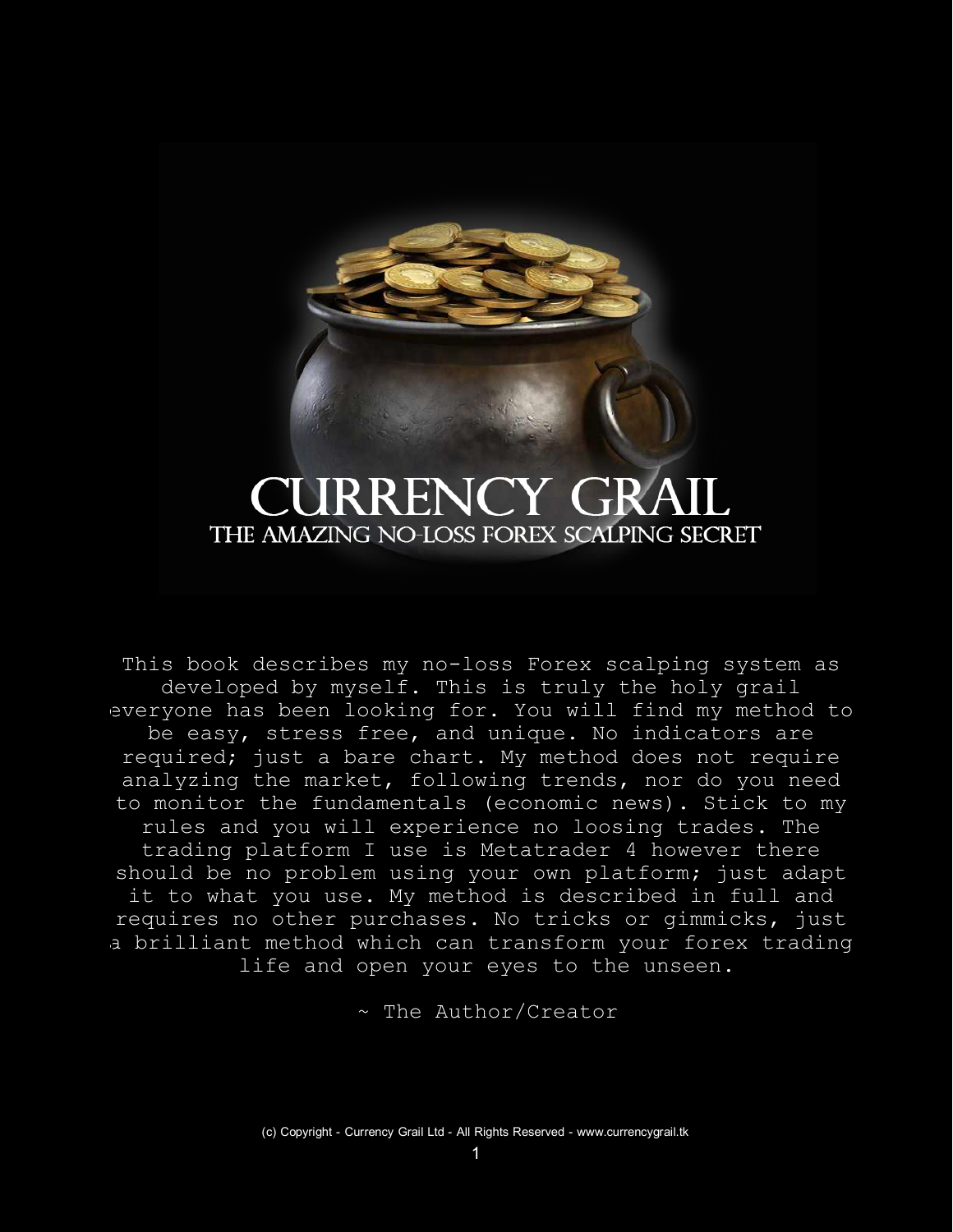# CURRENCY GRAIL

## THE AMAZING NO-LOSS FOREX SCALPING SECRET

This book describes my no-loss Forex scalping system as developed by myself. This is truly the holy grail everyone has been looking for. You will find my method to be easy, stress free, and unique. No indicators are required; just a bare chart. My method does not require analyzing the market, following trends, nor do you need to monitor the fundamentals (economic news). Stick to my rules and you will experience no loosing trades. The trading platform I use is Metatrader 4 however there should be no problem using your own platform; just adapt it to what you use. My method is described in full and requires no other purchases. No tricks or gimmicks, just a brilliant method which can transform your forex trading life and open your eyes to the unseen.

~ The Author/Creator

(c) Copyright - Currency Grail Ltd - All Rights Reserved - www.currencygrail.tk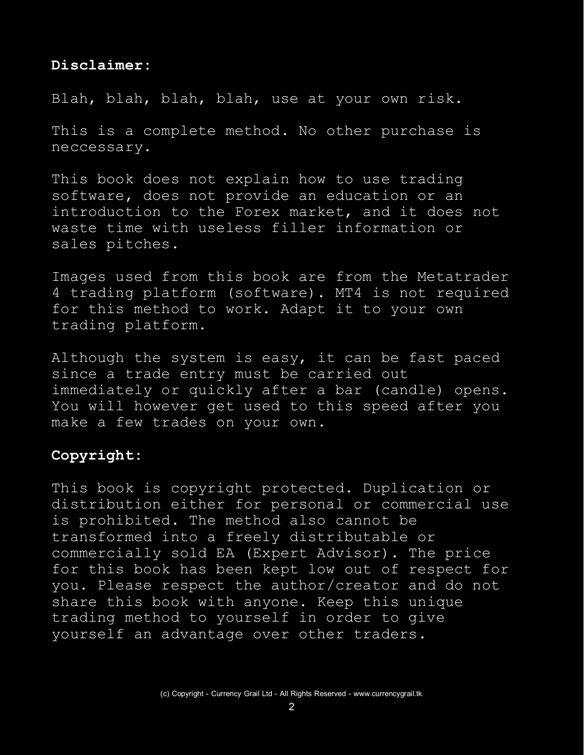**Disclaimer:**

Blah, blah, blah, blah, use at your own risk.

This is a complete method. No other purchase is neccessary.

This book does not explain how to use trading software, does not provide an education or an introduction to the Forex market, and it does not waste time with useless filler information or sales pitches.

Images used from this book are from the Metatrader 4 trading platform (software). MT4 is not required for this method to work. Adapt it to your own trading platform.

Although the system is easy, it can be fast paced since a trade entry must be carried out immediately or quickly after a bar (candle) opens. You will however get used to this speed after you make a few trades on your own.

**Copyright:**

This book is copyright protected. Duplication or distribution either for personal or commercial use is prohibited. The method also cannot be transformed into a freely distributable or commercially sold EA (Expert Advisor). The price for this book has been kept low out of respect for you. Please respect the author/creator and do not share this book with anyone. Keep this unique trading method to yourself in order to give yourself an advantage over other traders.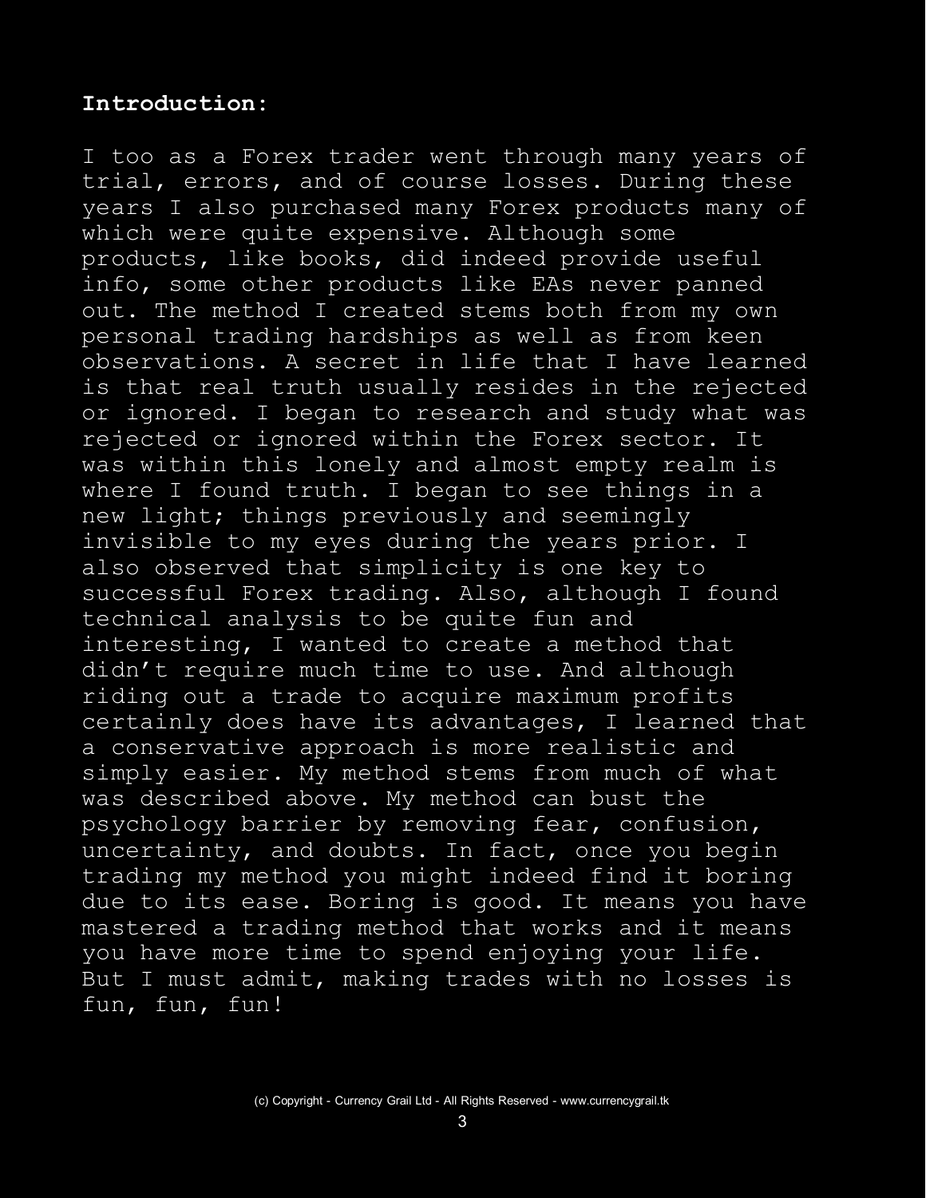**Introduction**:

I too as a Forex trader went through many years of trial, errors, and of course losses. During these years I also purchased many Forex products many of which were quite expensive. Although some products, like books, did indeed provide useful info, some other products like EAs never panned out. The method I created stems both from my own personal trading hardships as well as from keen observations. A secret in life that I have learned is that real truth usually resides in the rejected or ignored. I began to research and study what was rejected or ignored within the Forex sector. It was within this lonely and almost empty realm is where I found truth. I began to see things in a new light; things previously and seemingly invisible to my eyes during the years prior. I also observed that simplicity is one key to successful Forex trading. Also, although I found technical analysis to be quite fun and interesting, I wanted to create a method that didn't require much time to use. And although riding out a trade to acquire maximum profits certainly does have its advantages, I learned that a conservative approach is more realistic and simply easier. My method stems from much of what was described above. My method can bust the psychology barrier by removing fear, confusion, uncertainty, and doubts. In fact, once you begin trading my method you might indeed find it boring due to its ease. Boring is good. It means you have mastered a trading method that works and it means you have more time to spend enjoying your life. But I must admit, making trades with no losses is fun, fun, fun!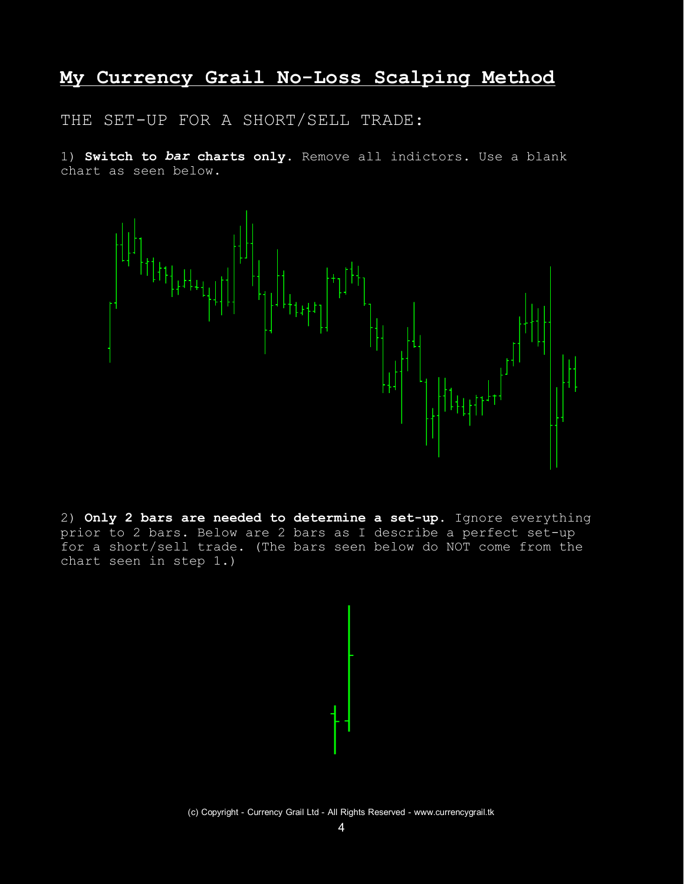# My Currency Grail No-Loss Scalping Method

THE SET-UP FOR A SHORT/SELL TRADE:

1) **Switch to *bar* charts only.** Remove all indictors. Use a blank chart as seen below.

2) **Only 2 bars are needed to determine a set-up.** Ignore everything prior to 2 bars. Below are 2 bars as I describe a perfect set-up for a short/sell trade. (The bars seen below do NOT come from the chart seen in step 1.)

(c) Copyright - Currency Grail Ltd - All Rights Reserved - www.currencygrail.tk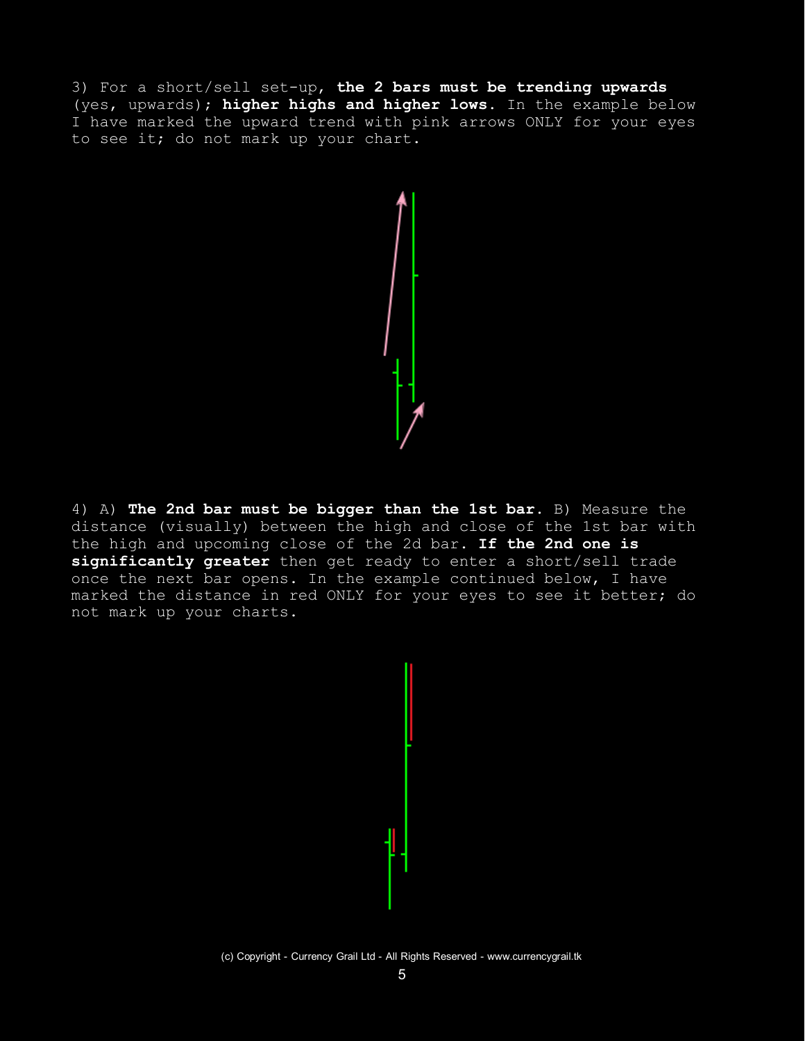3) For a short/sell set-up, **the 2 bars must be trending upwards** (yes, upwards); **higher highs and higher lows.** In the example below I have marked the upward trend with pink arrows ONLY for your eyes to see it; do not mark up your chart.

4) A) **The 2nd bar must be bigger than the 1st bar.** B) Measure the distance (visually) between the high and close of the 1st bar with the high and upcoming close of the 2d bar. **If the 2nd one is significantly greater** then get ready to enter a short/sell trade once the next bar opens. In the example continued below, I have marked the distance in red ONLY for your eyes to see it better; do not mark up your charts.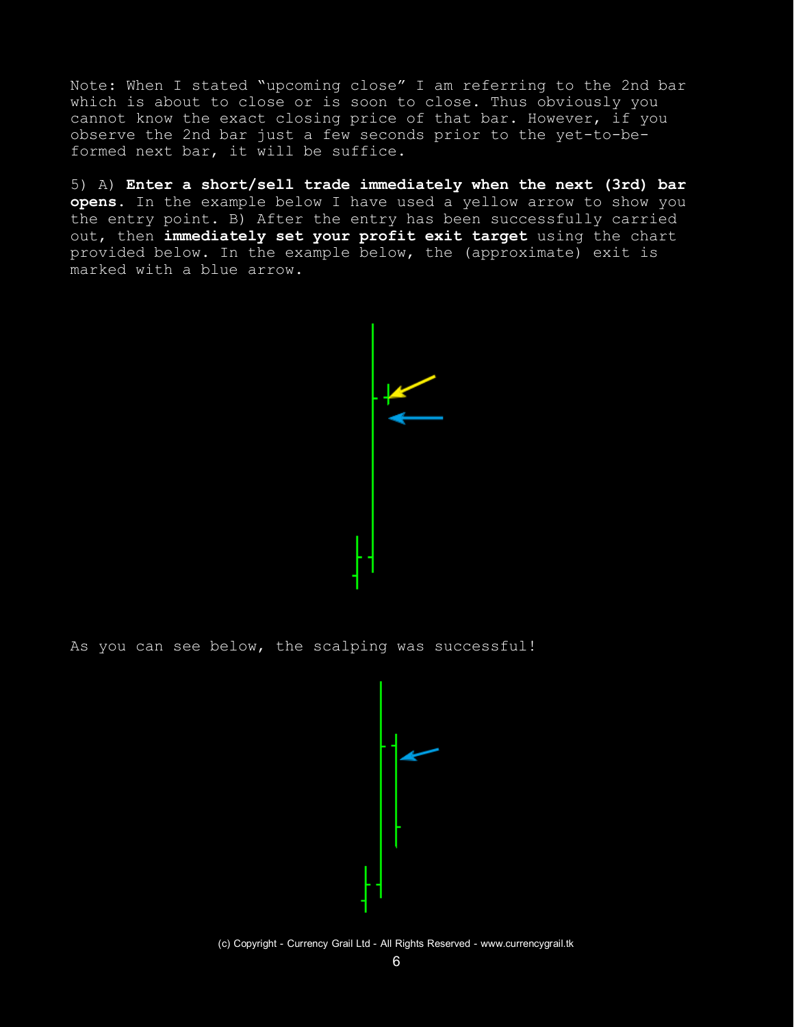Note: When I stated "upcoming close" I am referring to the 2nd bar which is about to close or is soon to close. Thus obviously you cannot know the exact closing price of that bar. However, if you observe the 2nd bar just a few seconds prior to the yet-to-be-formed next bar, it will be suffice.

5) A) **Enter a short/sell trade immediately when the next (3rd) bar opens**. In the example below I have used a yellow arrow to show you the entry point. B) After the entry has been successfully carried out, then **immediately set your profit exit target** using the chart provided below. In the example below, the (approximate) exit is marked with a blue arrow.

As you can see below, the scalping was successful!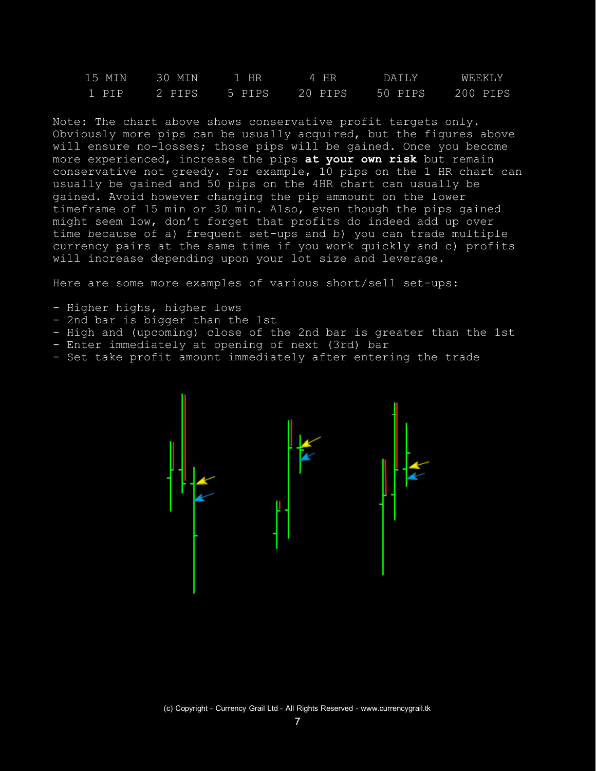| 15 MIN | 30 MIN | 1 HR | 4 HR | DAILY | WEEKLY |
|---|---|---|---|---|---|
| 1 PIP | 2 PIPS | 5 PIPS | 20 PIPS | 50 PIPS | 200 PIPS |

Note: The chart above shows conservative profit targets only. Obviously more pips can be usually acquired, but the figures above will ensure no-losses; those pips will be gained. Once you become more experienced, increase the pips **at your own risk** but remain conservative not greedy. For example, 10 pips on the 1 HR chart can usually be gained and 50 pips on the 4HR chart can usually be gained. Avoid however changing the pip ammount on the lower timeframe of 15 min or 30 min. Also, even though the pips gained might seem low, don't forget that profits do indeed add up over time because of a) frequent set-ups and b) you can trade multiple currency pairs at the same time if you work quickly and c) profits will increase depending upon your lot size and leverage.

Here are some more examples of various short/sell set-ups:

- Higher highs, higher lows
- 2nd bar is bigger than the 1st
- High and (upcoming) close of the 2nd bar is greater than the 1st
- Enter immediately at opening of next (3rd) bar
- Set take profit amount immediately after entering the trade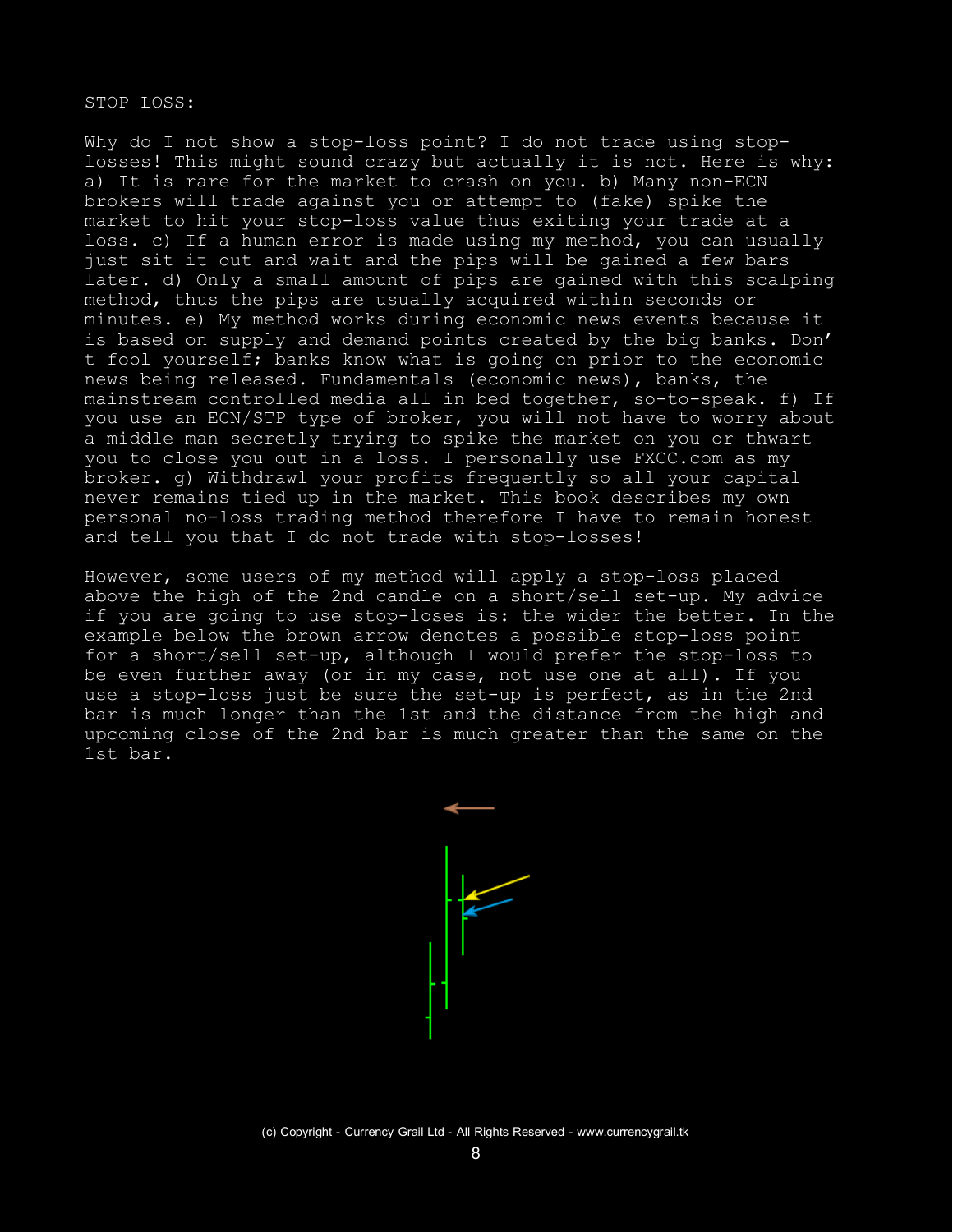STOP LOSS:

Why do I not show a stop-loss point? I do not trade using stop-losses! This might sound crazy but actually it is not. Here is why: a) It is rare for the market to crash on you. b) Many non-ECN brokers will trade against you or attempt to (fake) spike the market to hit your stop-loss value thus exiting your trade at a loss. c) If a human error is made using my method, you can usually just sit it out and wait and the pips will be gained a few bars later. d) Only a small amount of pips are gained with this scalping method, thus the pips are usually acquired within seconds or minutes. e) My method works during economic news events because it is based on supply and demand points created by the big banks. Don't fool yourself; banks know what is going on prior to the economic news being released. Fundamentals (economic news), banks, the mainstream controlled media all in bed together, so-to-speak. f) If you use an ECN/STP type of broker, you will not have to worry about a middle man secretly trying to spike the market on you or thwart you to close you out in a loss. I personally use FXCC.com as my broker. g) Withdrawl your profits frequently so all your capital never remains tied up in the market. This book describes my own personal no-loss trading method therefore I have to remain honest and tell you that I do not trade with stop-losses!

However, some users of my method will apply a stop-loss placed above the high of the 2nd candle on a short/sell set-up. My advice if you are going to use stop-loses is: the wider the better. In the example below the brown arrow denotes a possible stop-loss point for a short/sell set-up, although I would prefer the stop-loss to be even further away (or in my case, not use one at all). If you use a stop-loss just be sure the set-up is perfect, as in the 2nd bar is much longer than the 1st and the distance from the high and upcoming close of the 2nd bar is much greater than the same on the 1st bar.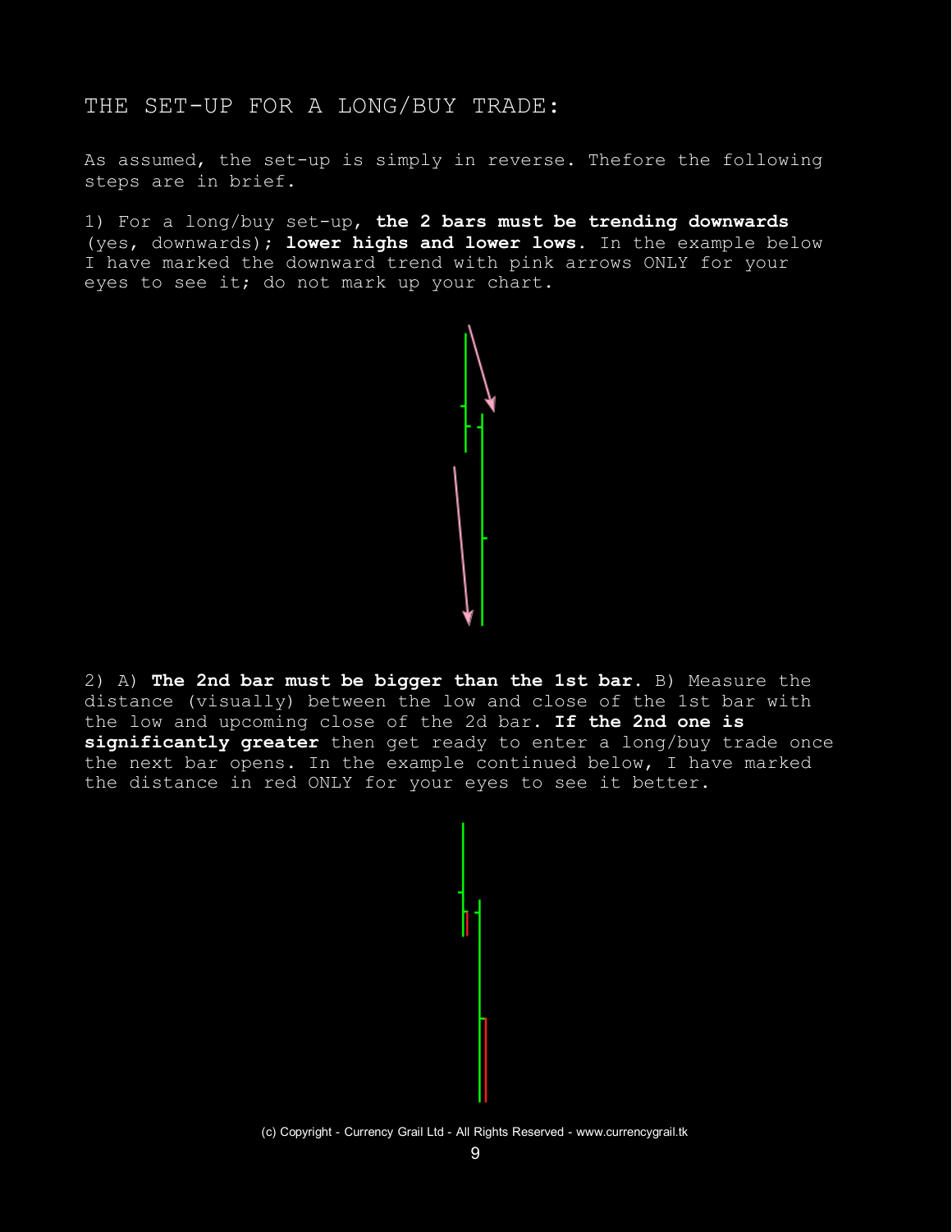# THE SET-UP FOR A LONG/BUY TRADE:

As assumed, the set-up is simply in reverse. Thefore the following steps are in brief.

1) For a long/buy set-up, **the 2 bars must be trending downwards** (yes, downwards); **lower highs and lower lows**. In the example below I have marked the downward trend with pink arrows ONLY for your eyes to see it; do not mark up your chart.

2) A) **The 2nd bar must be bigger than the 1st bar**. B) Measure the distance (visually) between the low and close of the 1st bar with the low and upcoming close of the 2d bar. **If the 2nd one is significantly greater** then get ready to enter a long/buy trade once the next bar opens. In the example continued below, I have marked the distance in red ONLY for your eyes to see it better.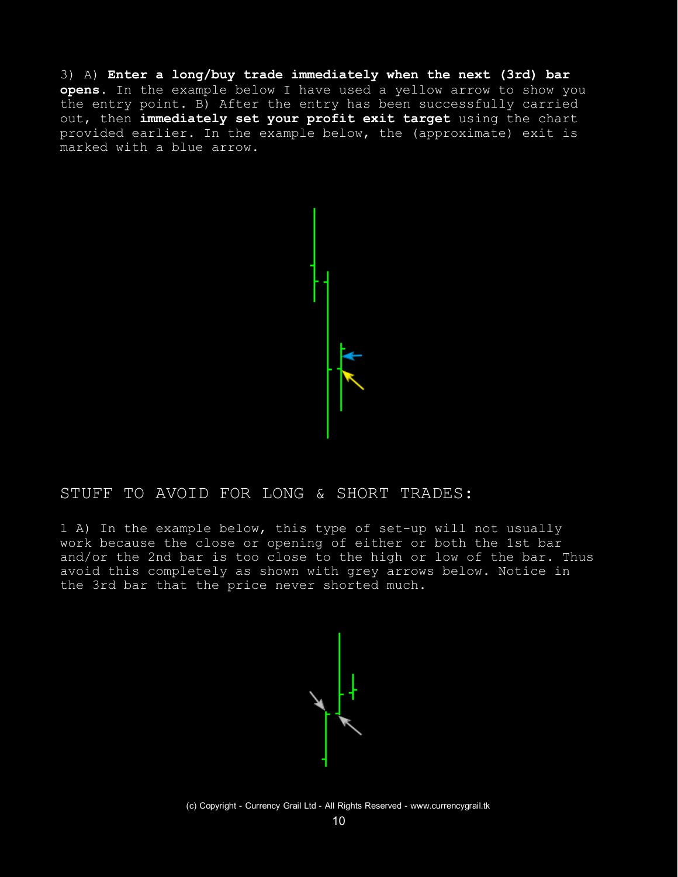3) A) **Enter a long/buy trade immediately when the next (3rd) bar opens**. In the example below I have used a yellow arrow to show you the entry point. B) After the entry has been successfully carried out, then **immediately set your profit exit target** using the chart provided earlier. In the example below, the (approximate) exit is marked with a blue arrow.

## STUFF TO AVOID FOR LONG & SHORT TRADES:

1 A) In the example below, this type of set-up will not usually work because the close or opening of either or both the 1st bar and/or the 2nd bar is too close to the high or low of the bar. Thus avoid this completely as shown with grey arrows below. Notice in the 3rd bar that the price never shorted much.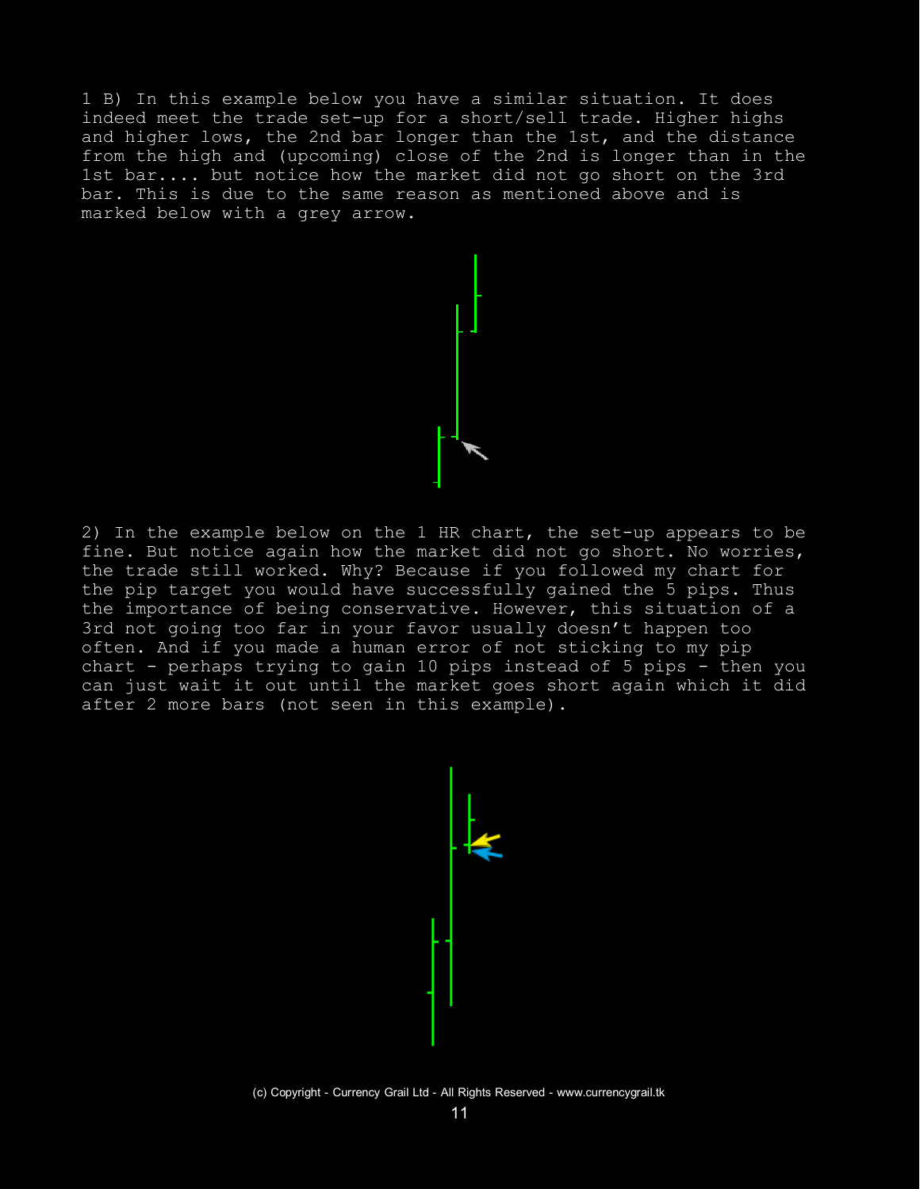1 B) In this example below you have a similar situation. It does indeed meet the trade set-up for a short/sell trade. Higher highs and higher lows, the 2nd bar longer than the 1st, and the distance from the high and (upcoming) close of the 2nd is longer than in the 1st bar.... but notice how the market did not go short on the 3rd bar. This is due to the same reason as mentioned above and is marked below with a grey arrow.

2) In the example below on the 1 HR chart, the set-up appears to be fine. But notice again how the market did not go short. No worries, the trade still worked. Why? Because if you followed my chart for the pip target you would have successfully gained the 5 pips. Thus the importance of being conservative. However, this situation of a 3rd not going too far in your favor usually doesn't happen too often. And if you made a human error of not sticking to my pip chart - perhaps trying to gain 10 pips instead of 5 pips - then you can just wait it out until the market goes short again which it did after 2 more bars (not seen in this example).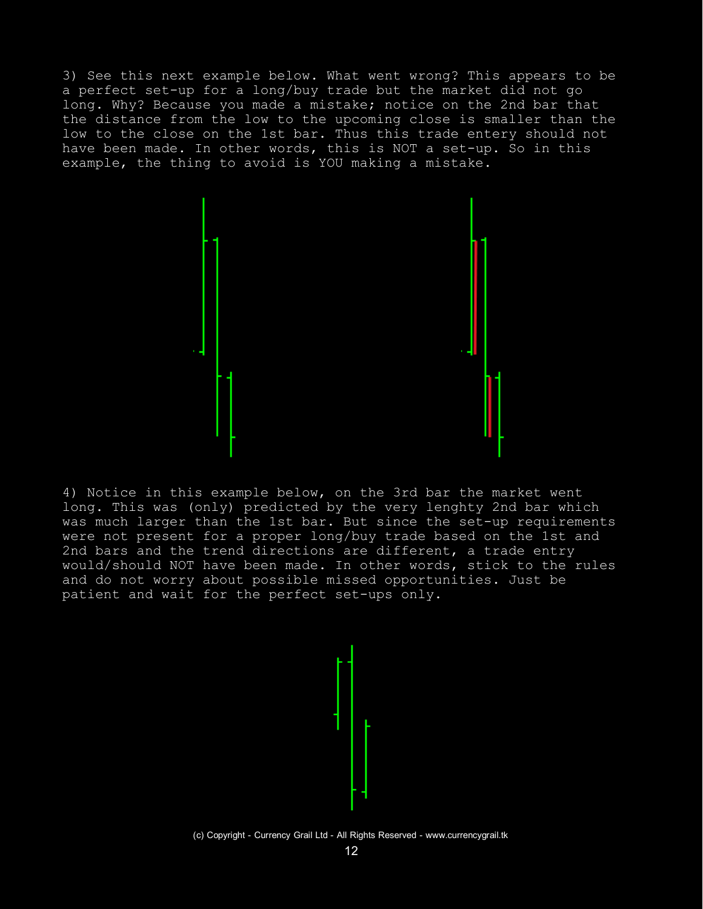3) See this next example below. What went wrong? This appears to be a perfect set-up for a long/buy trade but the market did not go long. Why? Because you made a mistake; notice on the 2nd bar that the distance from the low to the upcoming close is smaller than the low to the close on the 1st bar. Thus this trade entery should not have been made. In other words, this is NOT a set-up. So in this example, the thing to avoid is YOU making a mistake.

4) Notice in this example below, on the 3rd bar the market went long. This was (only) predicted by the very lenghty 2nd bar which was much larger than the 1st bar. But since the set-up requirements were not present for a proper long/buy trade based on the 1st and 2nd bars and the trend directions are different, a trade entry would/should NOT have been made. In other words, stick to the rules and do not worry about possible missed opportunities. Just be patient and wait for the perfect set-ups only.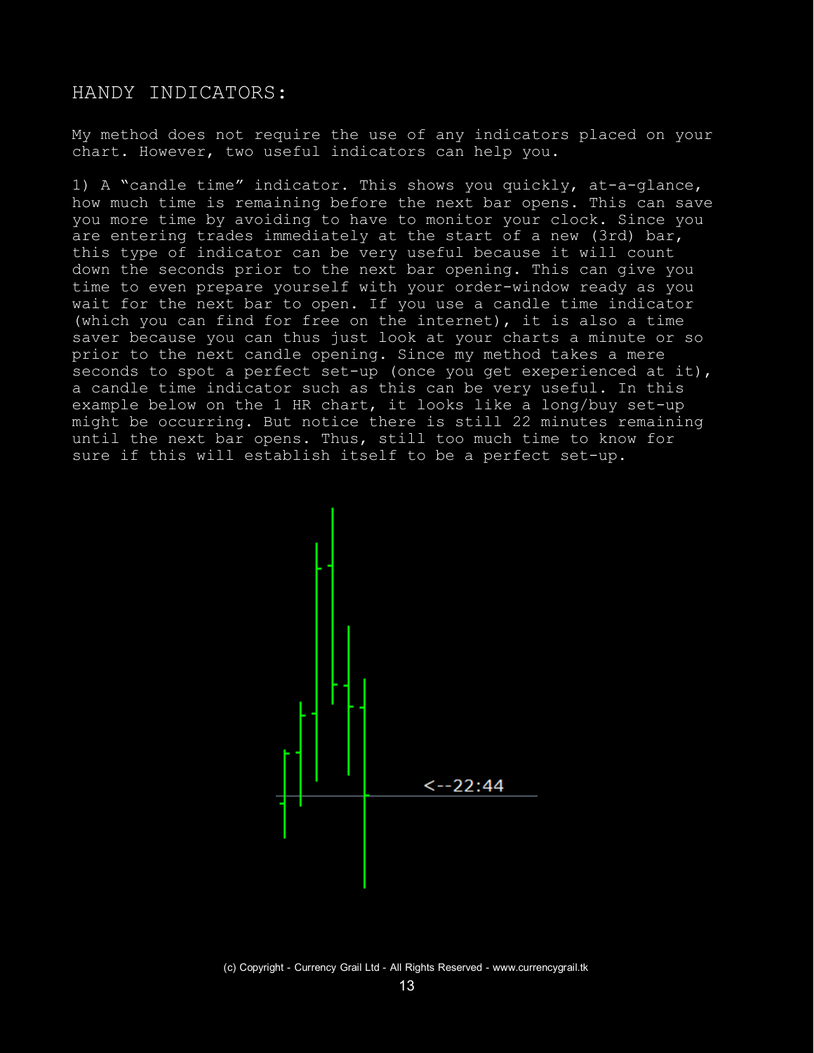# HANDY INDICATORS:

My method does not require the use of any indicators placed on your chart. However, two useful indicators can help you.

1) A "candle time" indicator. This shows you quickly, at-a-glance, how much time is remaining before the next bar opens. This can save you more time by avoiding to have to monitor your clock. Since you are entering trades immediately at the start of a new (3rd) bar, this type of indicator can be very useful because it will count down the seconds prior to the next bar opening. This can give you time to even prepare yourself with your order-window ready as you wait for the next bar to open. If you use a candle time indicator (which you can find for free on the internet), it is also a time saver because you can thus just look at your charts a minute or so prior to the next candle opening. Since my method takes a mere seconds to spot a perfect set-up (once you get exeperienced at it), a candle time indicator such as this can be very useful. In this example below on the 1 HR chart, it looks like a long/buy set-up might be occurring. But notice there is still 22 minutes remaining until the next bar opens. Thus, still too much time to know for sure if this will establish itself to be a perfect set-up.

<--22:44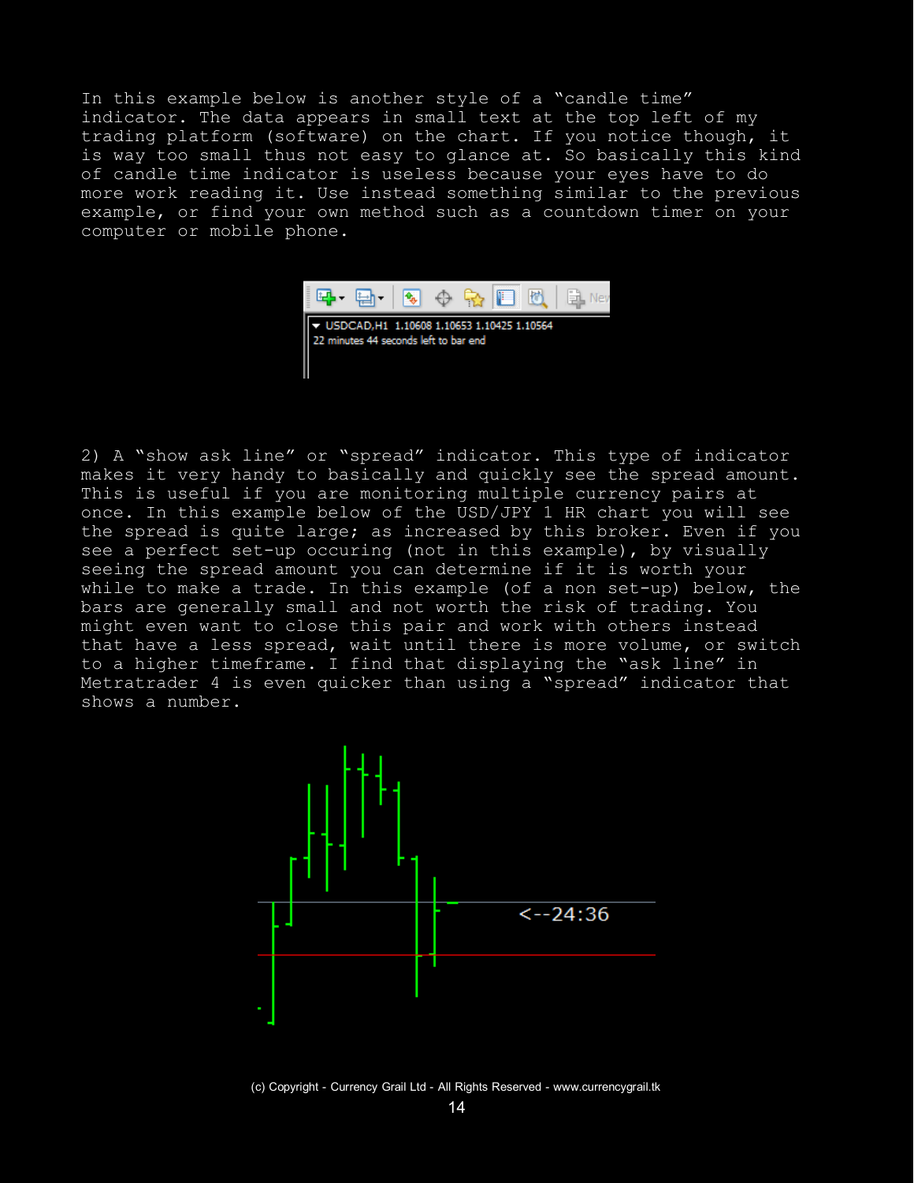In this example below is another style of a "candle time" indicator. The data appears in small text at the top left of my trading platform (software) on the chart. If you notice though, it is way too small thus not easy to glance at. So basically this kind of candle time indicator is useless because your eyes have to do more work reading it. Use instead something similar to the previous example, or find your own method such as a countdown timer on your computer or mobile phone.

2) A "show ask line" or "spread" indicator. This type of indicator makes it very handy to basically and quickly see the spread amount. This is useful if you are monitoring multiple currency pairs at once. In this example below of the USD/JPY 1 HR chart you will see the spread is quite large; as increased by this broker. Even if you see a perfect set-up occuring (not in this example), by visually seeing the spread amount you can determine if it is worth your while to make a trade. In this example (of a non set-up) below, the bars are generally small and not worth the risk of trading. You might even want to close this pair and work with others instead that have a less spread, wait until there is more volume, or switch to a higher timeframe. I find that displaying the "ask line" in Metratrader 4 is even quicker than using a "spread" indicator that shows a number.

(c) Copyright - Currency Grail Ltd - All Rights Reserved - www.currencygrail.tk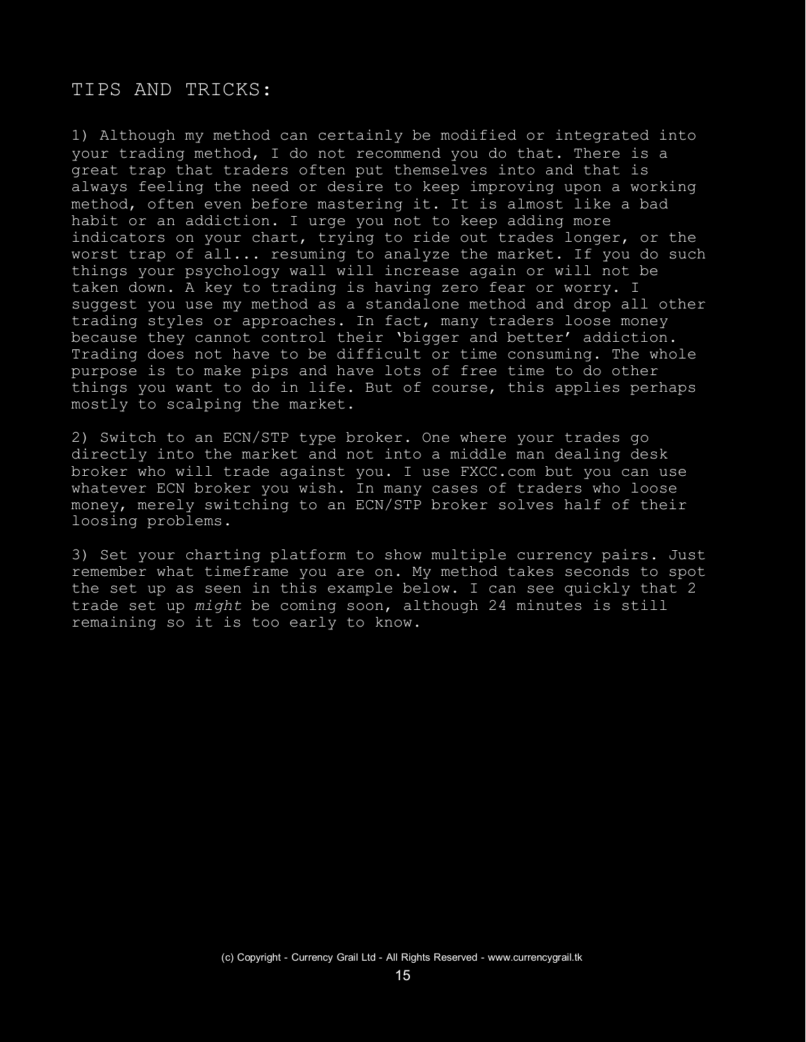## TIPS AND TRICKS:

1) Although my method can certainly be modified or integrated into your trading method, I do not recommend you do that. There is a great trap that traders often put themselves into and that is always feeling the need or desire to keep improving upon a working method, often even before mastering it. It is almost like a bad habit or an addiction. I urge you not to keep adding more indicators on your chart, trying to ride out trades longer, or the worst trap of all... resuming to analyze the market. If you do such things your psychology wall will increase again or will not be taken down. A key to trading is having zero fear or worry. I suggest you use my method as a standalone method and drop all other trading styles or approaches. In fact, many traders loose money because they cannot control their 'bigger and better' addiction. Trading does not have to be difficult or time consuming. The whole purpose is to make pips and have lots of free time to do other things you want to do in life. But of course, this applies perhaps mostly to scalping the market.

2) Switch to an ECN/STP type broker. One where your trades go directly into the market and not into a middle man dealing desk broker who will trade against you. I use FXCC.com but you can use whatever ECN broker you wish. In many cases of traders who loose money, merely switching to an ECN/STP broker solves half of their loosing problems.

3) Set your charting platform to show multiple currency pairs. Just remember what timeframe you are on. My method takes seconds to spot the set up as seen in this example below. I can see quickly that 2 trade set up *might* be coming soon, although 24 minutes is still remaining so it is too early to know.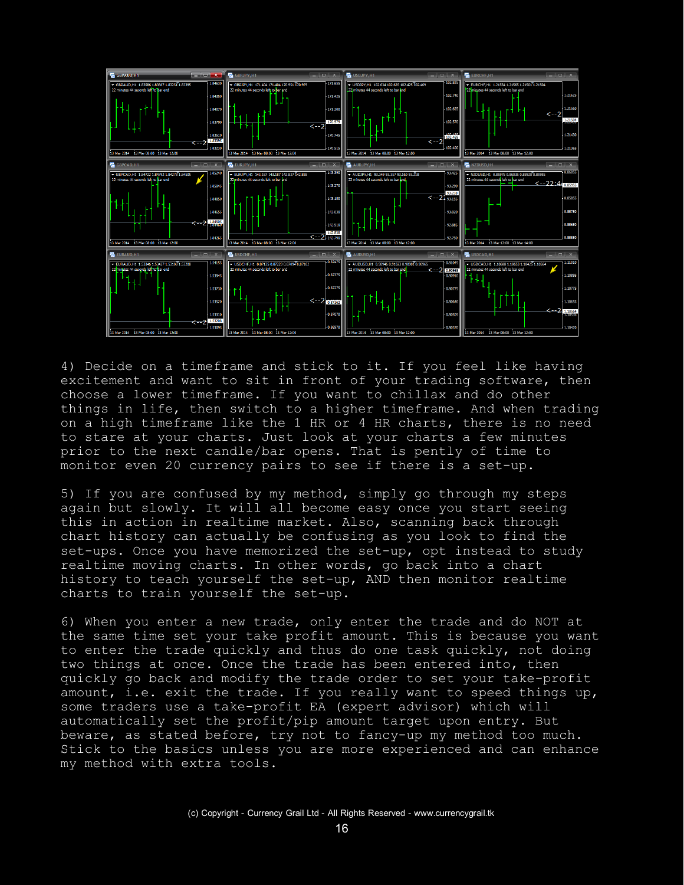4) Decide on a timeframe and stick to it. If you feel like having excitement and want to sit in front of your trading software, then choose a lower timeframe. If you want to chillax and do other things in life, then switch to a higher timeframe. And when trading on a high timeframe like the 1 HR or 4 HR charts, there is no need to stare at your charts. Just look at your charts a few minutes prior to the next candle/bar opens. That is pently of time to monitor even 20 currency pairs to see if there is a set-up.

5) If you are confused by my method, simply go through my steps again but slowly. It will all become easy once you start seeing this in action in realtime market. Also, scanning back through chart history can actually be confusing as you look to find the set-ups. Once you have memorized the set-up, opt instead to study realtime moving charts. In other words, go back into a chart history to teach yourself the set-up, AND then monitor realtime charts to train yourself the set-up.

6) When you enter a new trade, only enter the trade and do NOT at the same time set your take profit amount. This is because you want to enter the trade quickly and thus do one task quickly, not doing two things at once. Once the trade has been entered into, then quickly go back and modify the trade order to set your take-profit amount, i.e. exit the trade. If you really want to speed things up, some traders use a take-profit EA (expert advisor) which will automatically set the profit/pip amount target upon entry. But beware, as stated before, try not to fancy-up my method too much. Stick to the basics unless you are more experienced and can enhance my method with extra tools.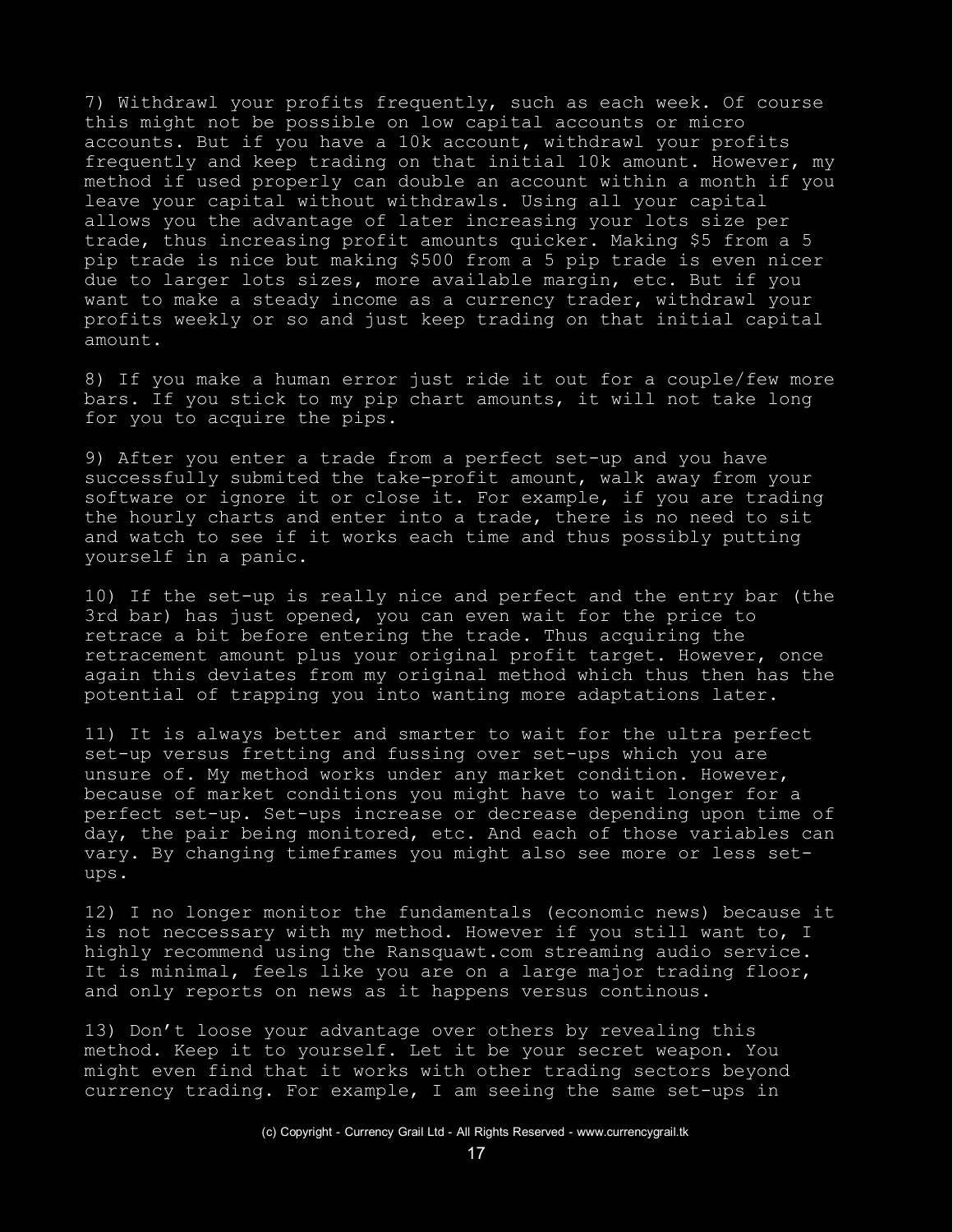7) Withdrawl your profits frequently, such as each week. Of course this might not be possible on low capital accounts or micro accounts. But if you have a 10k account, withdrawl your profits frequently and keep trading on that initial 10k amount. However, my method if used properly can double an account within a month if you leave your capital without withdrawls. Using all your capital allows you the advantage of later increasing your lots size per trade, thus increasing profit amounts quicker. Making $5 from a 5 pip trade is nice but making $500 from a 5 pip trade is even nicer due to larger lots sizes, more available margin, etc. But if you want to make a steady income as a currency trader, withdrawl your profits weekly or so and just keep trading on that initial capital amount.

8) If you make a human error just ride it out for a couple/few more bars. If you stick to my pip chart amounts, it will not take long for you to acquire the pips.

9) After you enter a trade from a perfect set-up and you have successfully submited the take-profit amount, walk away from your software or ignore it or close it. For example, if you are trading the hourly charts and enter into a trade, there is no need to sit and watch to see if it works each time and thus possibly putting yourself in a panic.

10) If the set-up is really nice and perfect and the entry bar (the 3rd bar) has just opened, you can even wait for the price to retrace a bit before entering the trade. Thus acquiring the retracement amount plus your original profit target. However, once again this deviates from my original method which thus then has the potential of trapping you into wanting more adaptations later.

11) It is always better and smarter to wait for the ultra perfect set-up versus fretting and fussing over set-ups which you are unsure of. My method works under any market condition. However, because of market conditions you might have to wait longer for a perfect set-up. Set-ups increase or decrease depending upon time of day, the pair being monitored, etc. And each of those variables can vary. By changing timeframes you might also see more or less set-ups.

12) I no longer monitor the fundamentals (economic news) because it is not neccessary with my method. However if you still want to, I highly recommend using the Ransquawt.com streaming audio service. It is minimal, feels like you are on a large major trading floor, and only reports on news as it happens versus continous.

13) Don't loose your advantage over others by revealing this method. Keep it to yourself. Let it be your secret weapon. You might even find that it works with other trading sectors beyond currency trading. For example, I am seeing the same set-ups in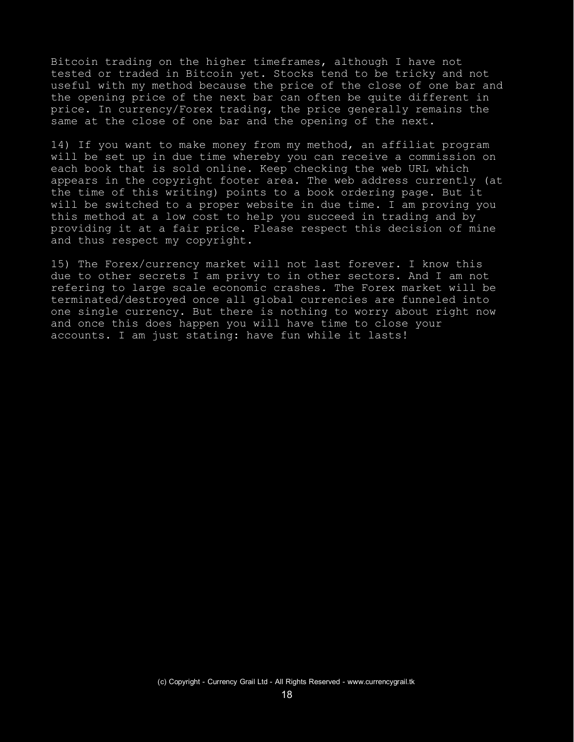Bitcoin trading on the higher timeframes, although I have not tested or traded in Bitcoin yet. Stocks tend to be tricky and not useful with my method because the price of the close of one bar and the opening price of the next bar can often be quite different in price. In currency/Forex trading, the price generally remains the same at the close of one bar and the opening of the next.

14) If you want to make money from my method, an affiliat program will be set up in due time whereby you can receive a commission on each book that is sold online. Keep checking the web URL which appears in the copyright footer area. The web address currently (at the time of this writing) points to a book ordering page. But it will be switched to a proper website in due time. I am proving you this method at a low cost to help you succeed in trading and by providing it at a fair price. Please respect this decision of mine and thus respect my copyright.

15) The Forex/currency market will not last forever. I know this due to other secrets I am privy to in other sectors. And I am not refering to large scale economic crashes. The Forex market will be terminated/destroyed once all global currencies are funneled into one single currency. But there is nothing to worry about right now and once this does happen you will have time to close your accounts. I am just stating: have fun while it lasts!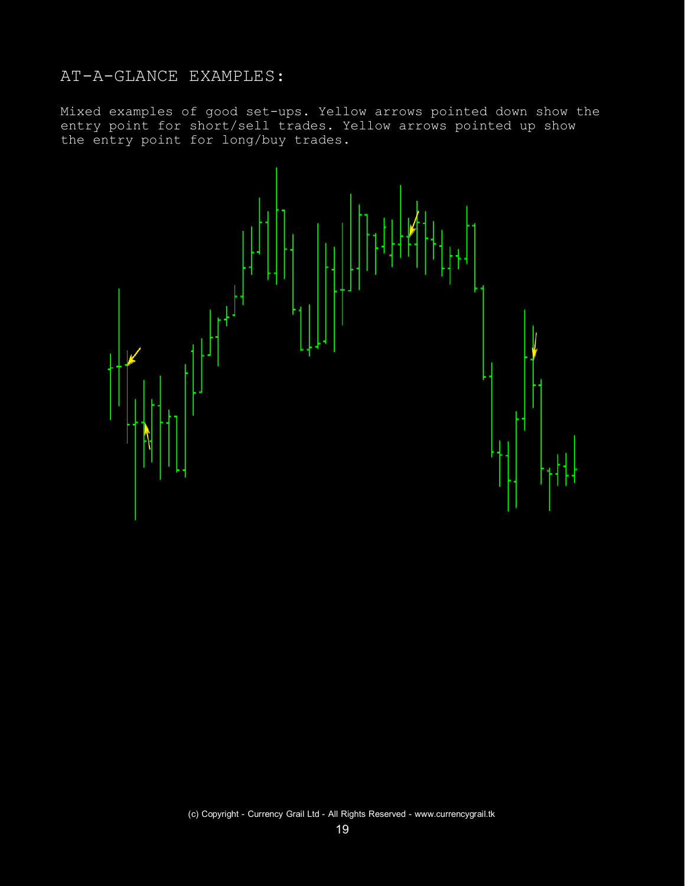## AT-A-GLANCE EXAMPLES:

Mixed examples of good set-ups. Yellow arrows pointed down show the entry point for short/sell trades. Yellow arrows pointed up show the entry point for long/buy trades.

(c) Copyright - Currency Grail Ltd - All Rights Reserved - www.currencygrail.tk